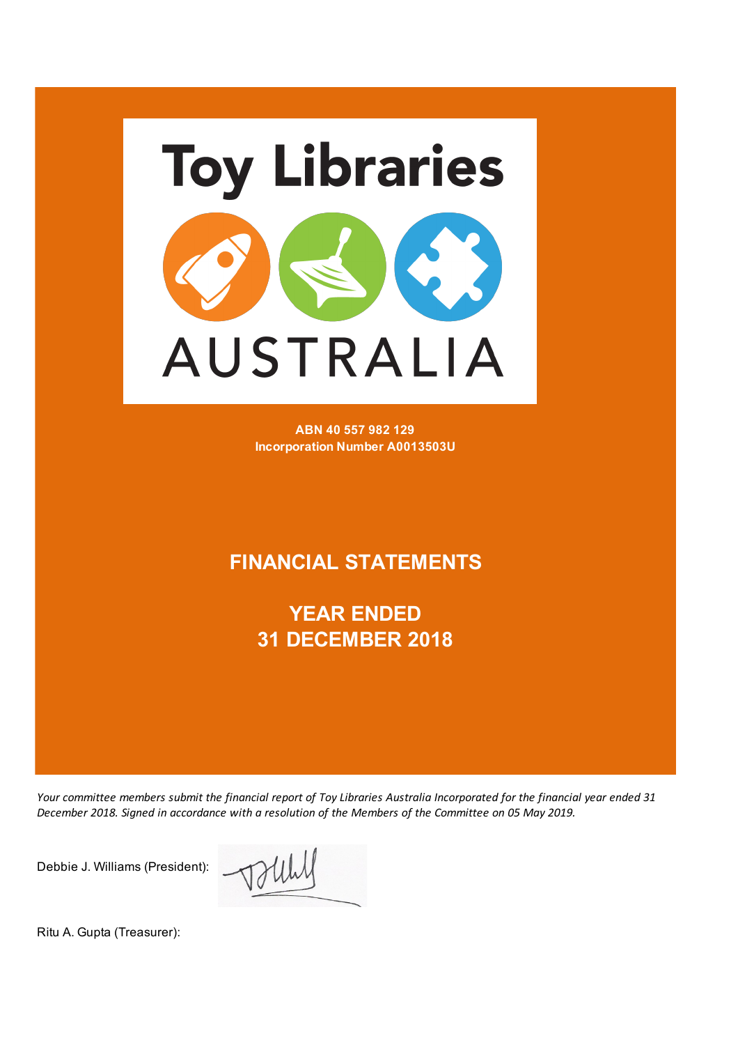# Toy Libraries AUSTRALIA

**ABN 40 557 982 129**
**Incorporation Number A0013503U**

## FINANCIAL STATEMENTS

## YEAR ENDED 31 DECEMBER 2018

*Your committee members submit the financial report of Toy Libraries Australia Incorporated for the financial year ended 31 December 2018. Signed in accordance with a resolution of the Members of the Committee on 05 May 2019.*

Debbie J. Williams (President):

Ritu A. Gupta (Treasurer):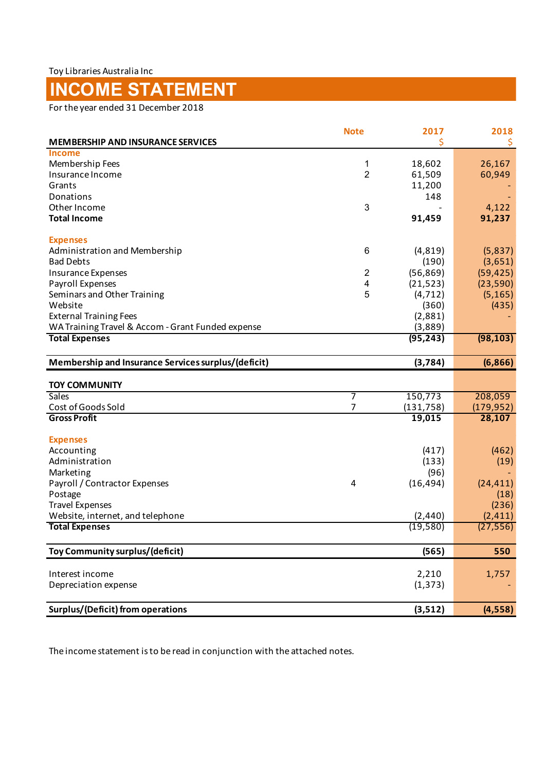Toy Libraries Australia Inc

# INCOME STATEMENT

For the year ended 31 December 2018

| MEMBERSHIP AND INSURANCE SERVICES | Note | 2017 $ | 2018 $ |
|---|---|---|---|
| **Income** | | | |
| Membership Fees | 1 | 18,602 | 26,167 |
| Insurance Income | 2 | 61,509 | 60,949 |
| Grants | | 11,200 | - |
| Donations | | 148 | - |
| Other Income | 3 | - | 4,122 |
| **Total Income** | | **91,459** | **91,237** |
| | | | |
| **Expenses** | | | |
| Administration and Membership | 6 | (4,819) | (5,837) |
| Bad Debts | | (190) | (3,651) |
| Insurance Expenses | 2 | (56,869) | (59,425) |
| Payroll Expenses | 4 | (21,523) | (23,590) |
| Seminars and Other Training | 5 | (4,712) | (5,165) |
| Website | | (360) | (435) |
| External Training Fees | | (2,881) | - |
| WA Training Travel & Accom - Grant Funded expense | | (3,889) | |
| **Total Expenses** | | **(95,243)** | **(98,103)** |
| | | | |
| **Membership and Insurance Services surplus/(deficit)** | | **(3,784)** | **(6,866)** |
| | | | |
| **TOY COMMUNITY** | | | |
| Sales | 7 | 150,773 | 208,059 |
| Cost of Goods Sold | 7 | (131,758) | (179,952) |
| **Gross Profit** | | **19,015** | **28,107** |
| | | | |
| **Expenses** | | | |
| Accounting | | (417) | (462) |
| Administration | | (133) | (19) |
| Marketing | | (96) | - |
| Payroll / Contractor Expenses | 4 | (16,494) | (24,411) |
| Postage | | | (18) |
| Travel Expenses | | | (236) |
| Website, internet, and telephone | | (2,440) | (2,411) |
| **Total Expenses** | | (19,580) | (27,556) |
| | | | |
| **Toy Community surplus/(deficit)** | | **(565)** | **550** |
| | | | |
| Interest income | | 2,210 | 1,757 |
| Depreciation expense | | (1,373) | - |
| | | | |
| **Surplus/(Deficit) from operations** | | **(3,512)** | **(4,558)** |

The income statement is to be read in conjunction with the attached notes.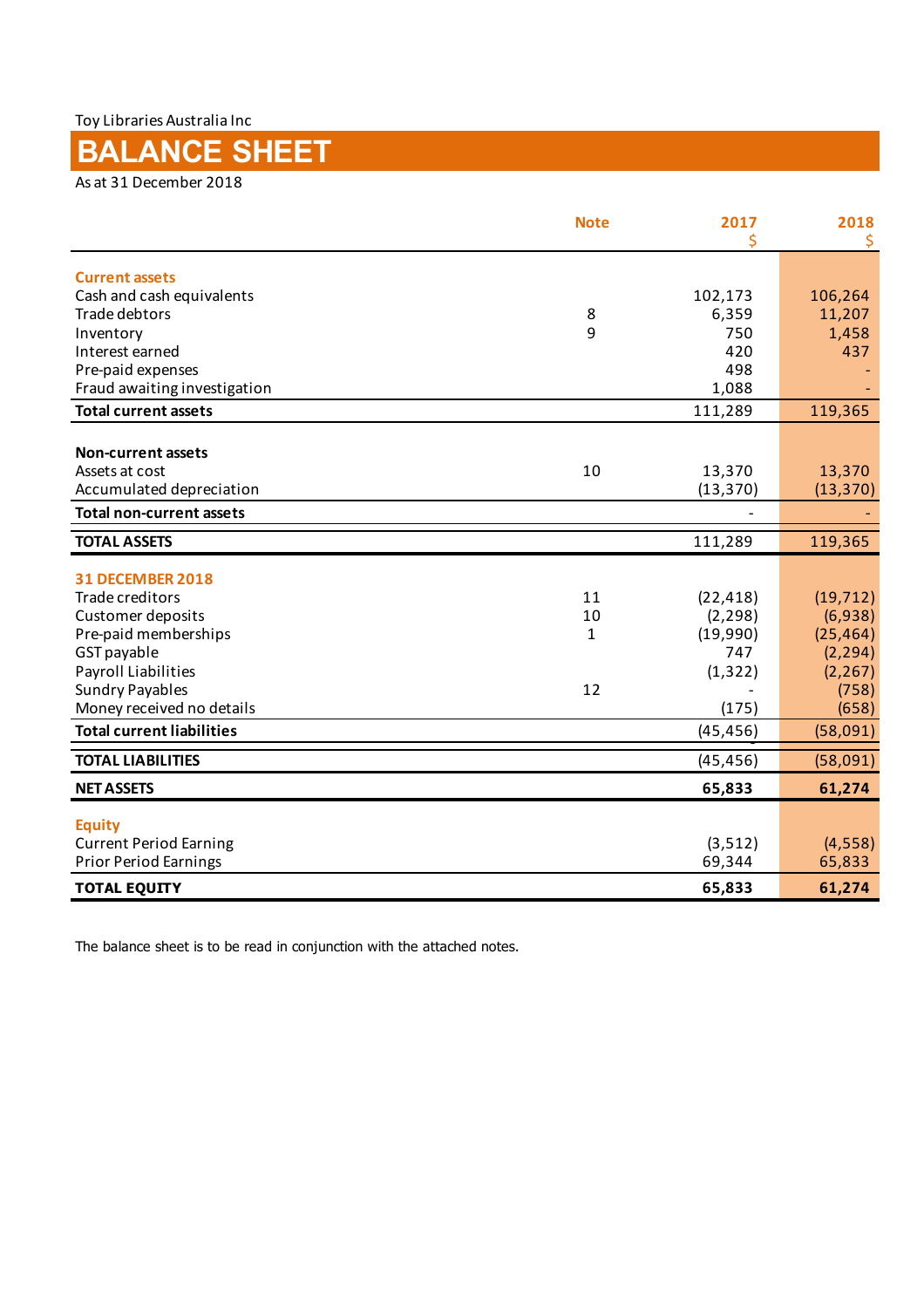Toy Libraries Australia Inc

# BALANCE SHEET

As at 31 December 2018

| | Note | 2017 $ | 2018 $ |
|---|---|---|---|
| **Current assets** | | | |
| Cash and cash equivalents | | 102,173 | 106,264 |
| Trade debtors | 8 | 6,359 | 11,207 |
| Inventory | 9 | 750 | 1,458 |
| Interest earned | | 420 | 437 |
| Pre-paid expenses | | 498 | - |
| Fraud awaiting investigation | | 1,088 | - |
| **Total current assets** | | 111,289 | 119,365 |
| | | | |
| **Non-current assets** | | | |
| Assets at cost | 10 | 13,370 | 13,370 |
| Accumulated depreciation | | (13,370) | (13,370) |
| **Total non-current assets** | | - | - |
| **TOTAL ASSETS** | | 111,289 | 119,365 |
| **31 DECEMBER 2018** | | | |
| Trade creditors | 11 | (22,418) | (19,712) |
| Customer deposits | 10 | (2,298) | (6,938) |
| Pre-paid memberships | 1 | (19,990) | (25,464) |
| GST payable | | 747 | (2,294) |
| Payroll Liabilities | | (1,322) | (2,267) |
| Sundry Payables | 12 | - | (758) |
| Money received no details | | (175) | (658) |
| **Total current liabilities** | | (45,456) | (58,091) |
| **TOTAL LIABILITIES** | | (45,456) | (58,091) |
| **NET ASSETS** | | **65,833** | **61,274** |
| **Equity** | | | |
| Current Period Earning | | (3,512) | (4,558) |
| Prior Period Earnings | | 69,344 | 65,833 |
| **TOTAL EQUITY** | | **65,833** | **61,274** |

The balance sheet is to be read in conjunction with the attached notes.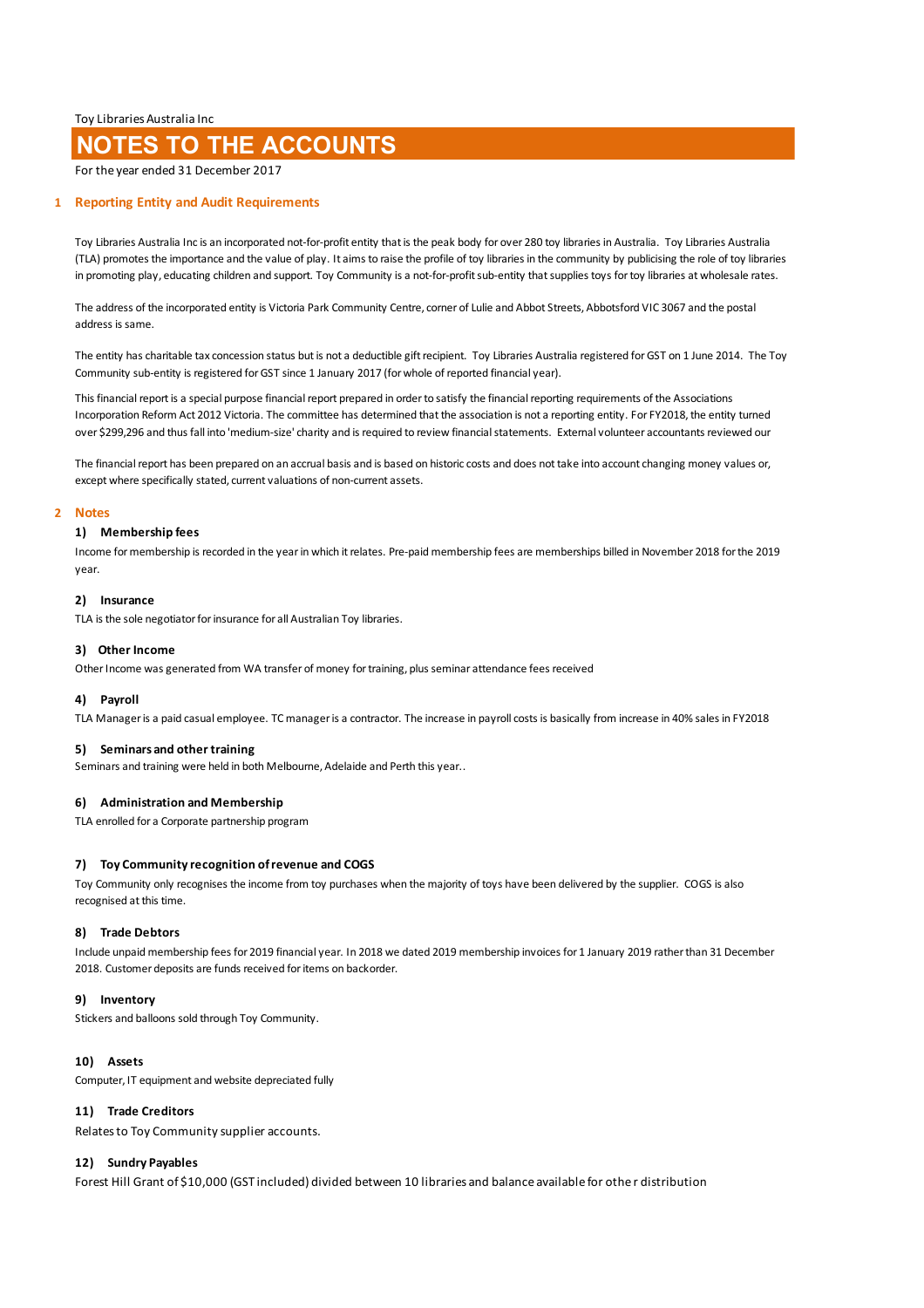Toy Libraries Australia Inc

# NOTES TO THE ACCOUNTS

For the year ended 31 December 2017

## 1 Reporting Entity and Audit Requirements

Toy Libraries Australia Inc is an incorporated not-for-profit entity that is the peak body for over 280 toy libraries in Australia. Toy Libraries Australia (TLA) promotes the importance and the value of play. It aims to raise the profile of toy libraries in the community by publicising the role of toy libraries in promoting play, educating children and support. Toy Community is a not-for-profit sub-entity that supplies toys for toy libraries at wholesale rates.

The address of the incorporated entity is Victoria Park Community Centre, corner of Lulie and Abbot Streets, Abbotsford VIC 3067 and the postal address is same.

The entity has charitable tax concession status but is not a deductible gift recipient. Toy Libraries Australia registered for GST on 1 June 2014. The Toy Community sub-entity is registered for GST since 1 January 2017 (for whole of reported financial year).

This financial report is a special purpose financial report prepared in order to satisfy the financial report reporting requirements of the Associations Incorporation Reform Act 2012 Victoria. The committee has determined that the association is not a reporting entity. For FY2018, the entity turned over $299,296 and thus fall into 'medium-size' charity and is required to review financial statements. External volunteer accountants reviewed our

The financial report has been prepared on an accrual basis and is based on historic costs and does not take into account changing money values or, except where specifically stated, current valuations of non-current assets.

## 2 Notes

### 1) Membership fees

Income for membership is recorded in the year in which it relates. Pre-paid membership fees are memberships billed in November 2018 for the 2019 year.

### 2) Insurance

TLA is the sole negotiator for insurance for all Australian Toy libraries.

### 3) Other Income

Other Income was generated from WA transfer of money for training, plus seminar attendance fees received

### 4) Payroll

TLA Manager is a paid casual employee. TC manager is a contractor. The increase in payroll costs is basically from increase in 40% sales in FY2018

### 5) Seminars and other training

Seminars and training were held in both Melbourne, Adelaide and Perth this year..

### 6) Administration and Membership

TLA enrolled for a Corporate partnership program

### 7) Toy Community recognition of revenue and COGS

Toy Community only recognises the income from toy purchases when the majority of toys have been delivered by the supplier. COGS is also recognised at this time.

### 8) Trade Debtors

Include unpaid membership fees for 2019 financial year. In 2018 we dated 2019 membership invoices for 1 January 2019 rather than 31 December 2018. Customer deposits are funds received for items on backorder.

### 9) Inventory

Stickers and balloons sold through Toy Community.

### 10) Assets

Computer, IT equipment and website depreciated fully

### 11) Trade Creditors

Relates to Toy Community supplier accounts.

### 12) Sundry Payables

Forest Hill Grant of $10,000 (GST included) divided between 10 libraries and balance available for othe r distribution